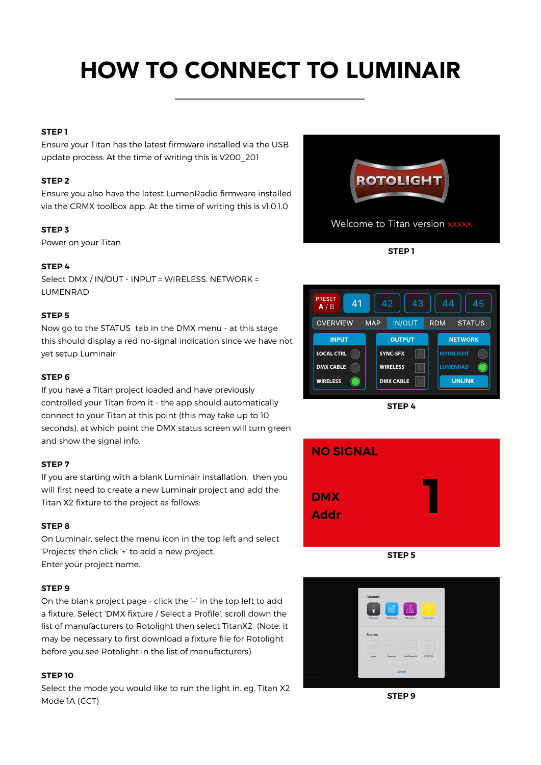# HOW TO CONNECT TO LUMINAIR

**STEP 1**
Ensure your Titan has the latest firmware installed via the USB update process. At the time of writing this is V200_201

**STEP 2**
Ensure you also have the latest LumenRadio firmware installed via the CRMX toolbox app. At the time of writing this is v1.0.1.0

**STEP 3**
Power on your Titan

**STEP 4**
Select DMX / IN/OUT - INPUT = WIRELESS, NETWORK = LUMENRAD

**STEP 5**
Now go to the STATUS tab in the DMX menu - at this stage this should display a red no-signal indication since we have not yet setup Luminair

**STEP 6**
If you have a Titan project loaded and have previously controlled your Titan from it - the app should automatically connect to your Titan at this point (this may take up to 10 seconds), at which point the DMX status screen will turn green and show the signal info.

**STEP 7**
If you are starting with a blank Luminair installation, then you will first need to create a new Luminair project and add the Titan X2 fixture to the project as follows:

**STEP 8**
On Luminair, select the menu icon in the top left and select 'Projects' then click '+' to add a new project.
Enter your project name.

**STEP 9**
On the blank project page - click the '+' in the top left to add a fixture. Select 'DMX fixture / Select a Profile', scroll down the list of manufacturers to Rotolight then select TitanX2 (Note: it may be necessary to first download a fixture file for Rotolight before you see Rotolight in the list of manufacturers).

**STEP 10**
Select the mode you would like to run the light in. eg. Titan X2 Mode 1A (CCT)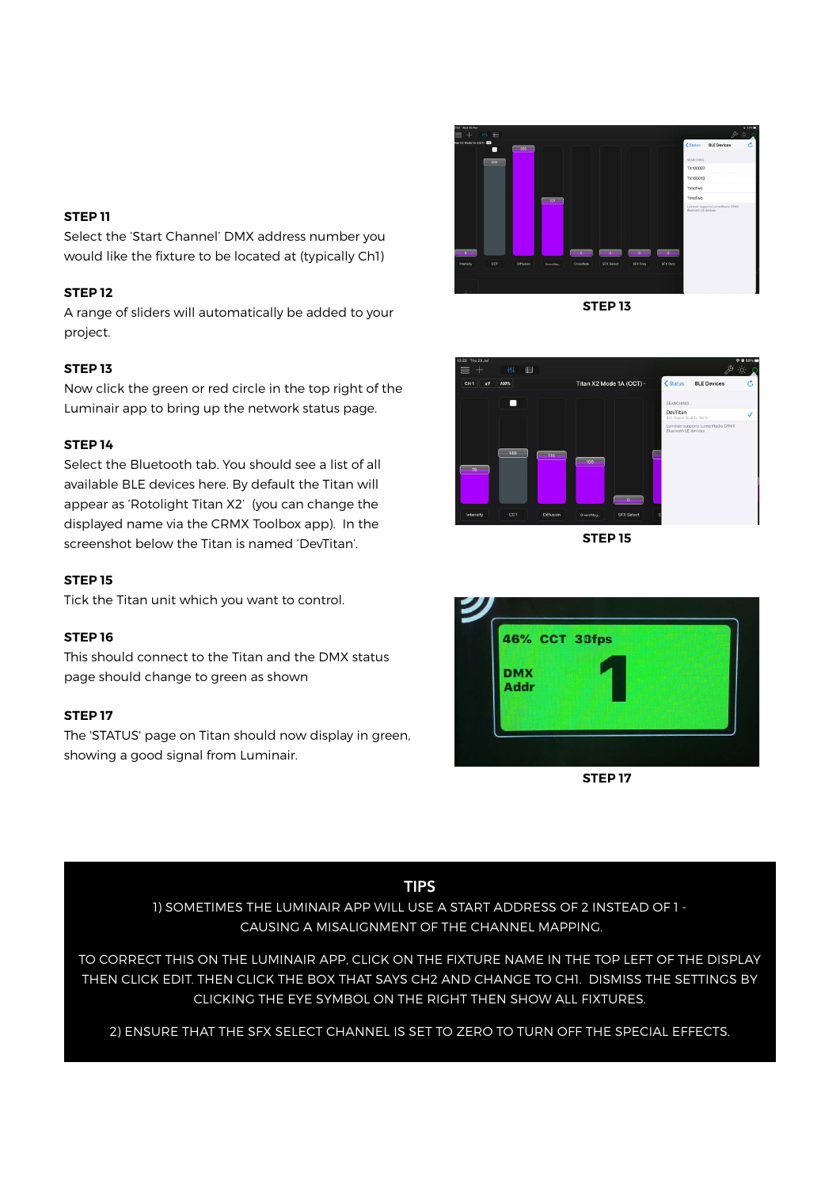**STEP 11**

Select the 'Start Channel' DMX address number you would like the fixture to be located at (typically Ch1)

**STEP 12**

A range of sliders will automatically be added to your project.

**STEP 13**

Now click the green or red circle in the top right of the Luminair app to bring up the network status page.

**STEP 14**

Select the Bluetooth tab. You should see a list of all available BLE devices here. By default the Titan will appear as 'Rotolight Titan X2' (you can change the displayed name via the CRMX Toolbox app). In the screenshot below the Titan is named 'DevTitan'.

**STEP 15**

Tick the Titan unit which you want to control.

**STEP 16**

This should connect to the Titan and the DMX status page should change to green as shown

**STEP 17**

The 'STATUS' page on Titan should now display in green, showing a good signal from Luminair.

STEP 13

STEP 15

STEP 17

## TIPS

1) SOMETIMES THE LUMINAIR APP WILL USE A START ADDRESS OF 2 INSTEAD OF 1 - CAUSING A MISALIGNMENT OF THE CHANNEL MAPPING.

TO CORRECT THIS ON THE LUMINAIR APP, CLICK ON THE FIXTURE NAME IN THE TOP LEFT OF THE DISPLAY THEN CLICK EDIT. THEN CLICK THE BOX THAT SAYS CH2 AND CHANGE TO CH1. DISMISS THE SETTINGS BY CLICKING THE EYE SYMBOL ON THE RIGHT THEN SHOW ALL FIXTURES.

2) ENSURE THAT THE SFX SELECT CHANNEL IS SET TO ZERO TO TURN OFF THE SPECIAL EFFECTS.